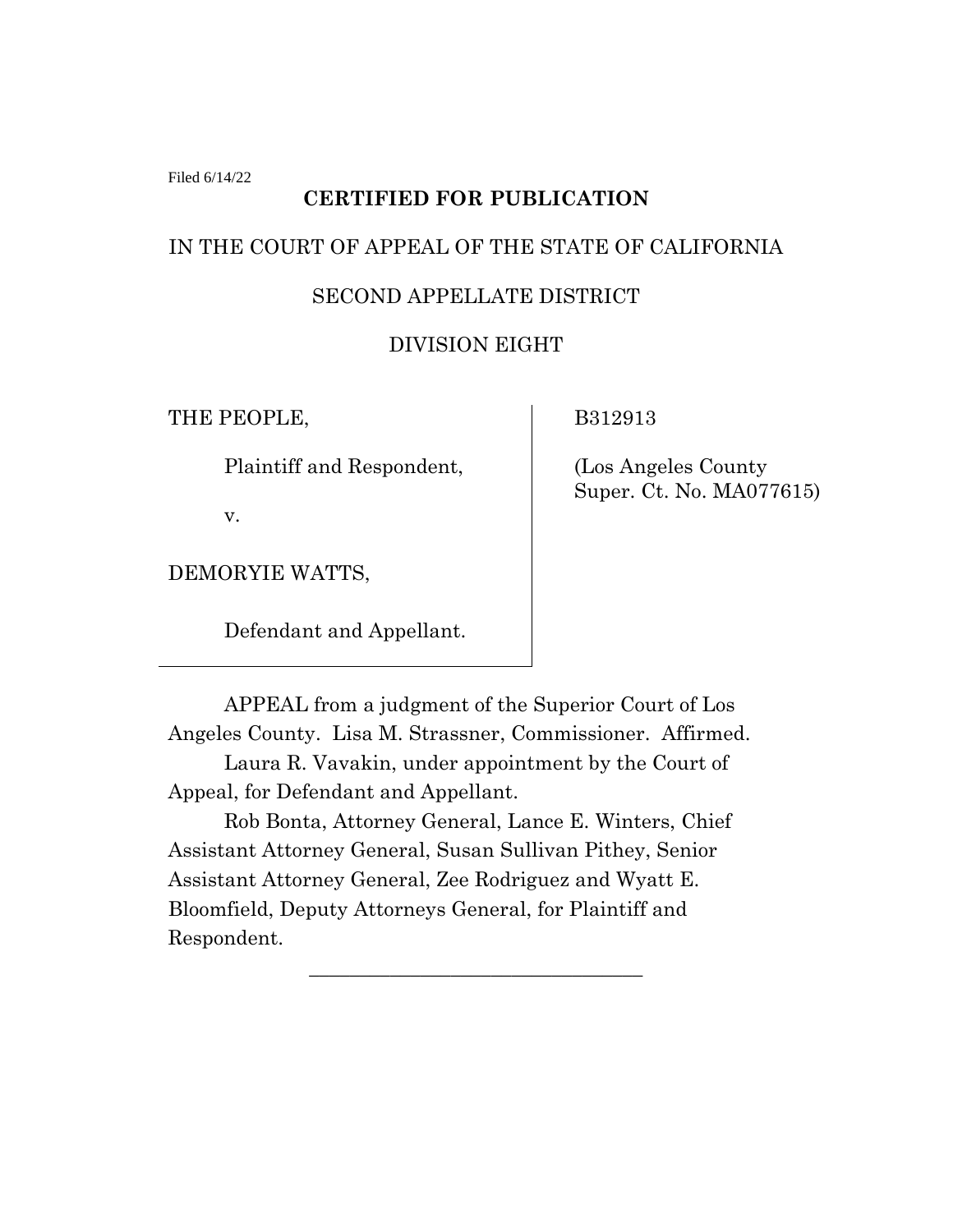Filed 6/14/22

**CERTIFIED FOR PUBLICATION**

IN THE COURT OF APPEAL OF THE STATE OF CALIFORNIA

SECOND APPELLATE DISTRICT

DIVISION EIGHT

| | |
|---|---|
| THE PEOPLE,<br><br>Plaintiff and Respondent,<br><br>v.<br><br>DEMORYIE WATTS,<br><br>Defendant and Appellant. | B312913<br><br>(Los Angeles County Super. Ct. No. MA077615) |

APPEAL from a judgment of the Superior Court of Los Angeles County. Lisa M. Strassner, Commissioner. Affirmed.

Laura R. Vavakin, under appointment by the Court of Appeal, for Defendant and Appellant.

Rob Bonta, Attorney General, Lance E. Winters, Chief Assistant Attorney General, Susan Sullivan Pithey, Senior Assistant Attorney General, Zee Rodriguez and Wyatt E. Bloomfield, Deputy Attorneys General, for Plaintiff and Respondent.

---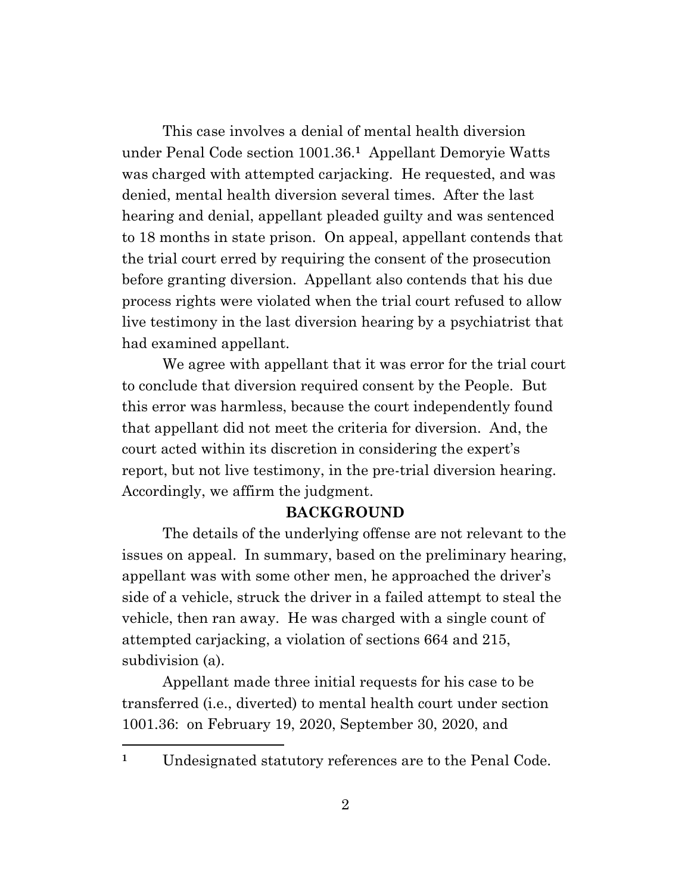This case involves a denial of mental health diversion under Penal Code section 1001.36.[1] Appellant Demoryie Watts was charged with attempted carjacking. He requested, and was denied, mental health diversion several times. After the last hearing and denial, appellant pleaded guilty and was sentenced to 18 months in state prison. On appeal, appellant contends that the trial court erred by requiring the consent of the prosecution before granting diversion. Appellant also contends that his due process rights were violated when the trial court refused to allow live testimony in the last diversion hearing by a psychiatrist that had examined appellant.

We agree with appellant that it was error for the trial court to conclude that diversion required consent by the People. But this error was harmless, because the court independently found that appellant did not meet the criteria for diversion. And, the court acted within its discretion in considering the expert's report, but not live testimony, in the pre-trial diversion hearing. Accordingly, we affirm the judgment.

## BACKGROUND

The details of the underlying offense are not relevant to the issues on appeal. In summary, based on the preliminary hearing, appellant was with some other men, he approached the driver's side of a vehicle, struck the driver in a failed attempt to steal the vehicle, then ran away. He was charged with a single count of attempted carjacking, a violation of sections 664 and 215, subdivision (a).

Appellant made three initial requests for his case to be transferred (i.e., diverted) to mental health court under section 1001.36: on February 19, 2020, September 30, 2020, and

---

[1] Undesignated statutory references are to the Penal Code.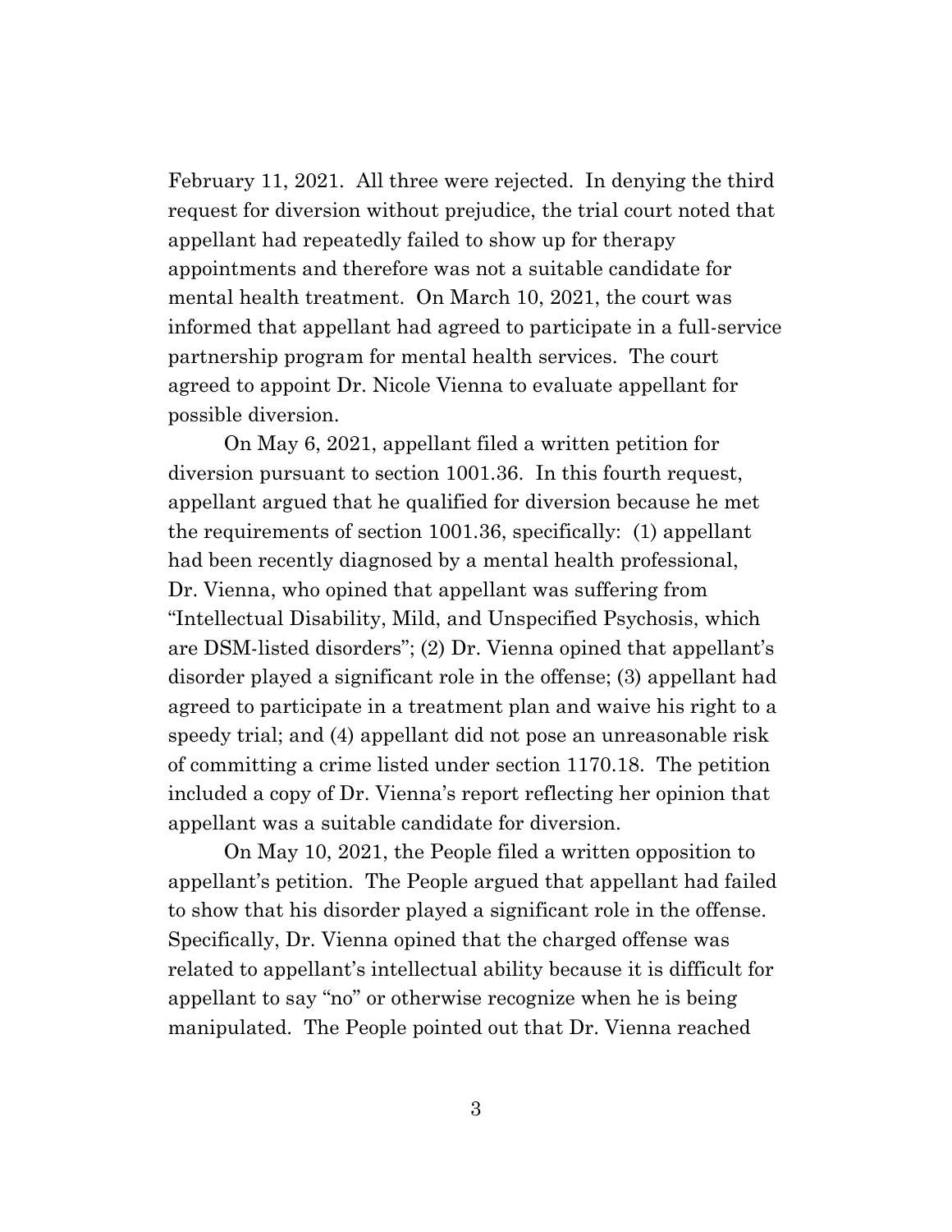February 11, 2021. All three were rejected. In denying the third request for diversion without prejudice, the trial court noted that appellant had repeatedly failed to show up for therapy appointments and therefore was not a suitable candidate for mental health treatment. On March 10, 2021, the court was informed that appellant had agreed to participate in a full-service partnership program for mental health services. The court agreed to appoint Dr. Nicole Vienna to evaluate appellant for possible diversion.

On May 6, 2021, appellant filed a written petition for diversion pursuant to section 1001.36. In this fourth request, appellant argued that he qualified for diversion because he met the requirements of section 1001.36, specifically: (1) appellant had been recently diagnosed by a mental health professional, Dr. Vienna, who opined that appellant was suffering from "Intellectual Disability, Mild, and Unspecified Psychosis, which are DSM-listed disorders"; (2) Dr. Vienna opined that appellant's disorder played a significant role in the offense; (3) appellant had agreed to participate in a treatment plan and waive his right to a speedy trial; and (4) appellant did not pose an unreasonable risk of committing a crime listed under section 1170.18. The petition included a copy of Dr. Vienna's report reflecting her opinion that appellant was a suitable candidate for diversion.

On May 10, 2021, the People filed a written opposition to appellant's petition. The People argued that appellant had failed to show that his disorder played a significant role in the offense. Specifically, Dr. Vienna opined that the charged offense was related to appellant's intellectual ability because it is difficult for appellant to say "no" or otherwise recognize when he is being manipulated. The People pointed out that Dr. Vienna reached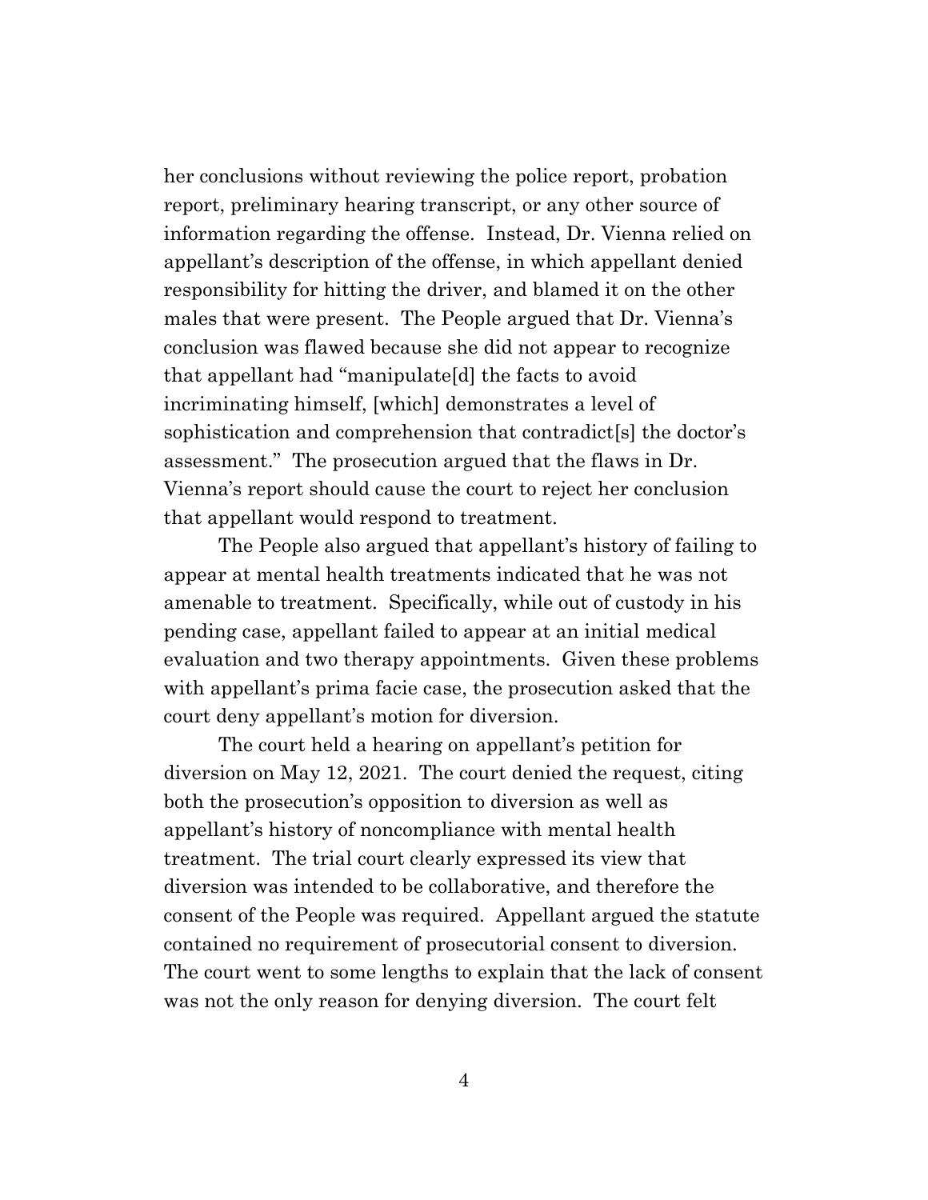her conclusions without reviewing the police report, probation report, preliminary hearing transcript, or any other source of information regarding the offense. Instead, Dr. Vienna relied on appellant's description of the offense, in which appellant denied responsibility for hitting the driver, and blamed it on the other males that were present. The People argued that Dr. Vienna's conclusion was flawed because she did not appear to recognize that appellant had "manipulate[d] the facts to avoid incriminating himself, [which] demonstrates a level of sophistication and comprehension that contradict[s] the doctor's assessment." The prosecution argued that the flaws in Dr. Vienna's report should cause the court to reject her conclusion that appellant would respond to treatment.

The People also argued that appellant's history of failing to appear at mental health treatments indicated that he was not amenable to treatment. Specifically, while out of custody in his pending case, appellant failed to appear at an initial medical evaluation and two therapy appointments. Given these problems with appellant's prima facie case, the prosecution asked that the court deny appellant's motion for diversion.

The court held a hearing on appellant's petition for diversion on May 12, 2021. The court denied the request, citing both the prosecution's opposition to diversion as well as appellant's history of noncompliance with mental health treatment. The trial court clearly expressed its view that diversion was intended to be collaborative, and therefore the consent of the People was required. Appellant argued the statute contained no requirement of prosecutorial consent to diversion. The court went to some lengths to explain that the lack of consent was not the only reason for denying diversion. The court felt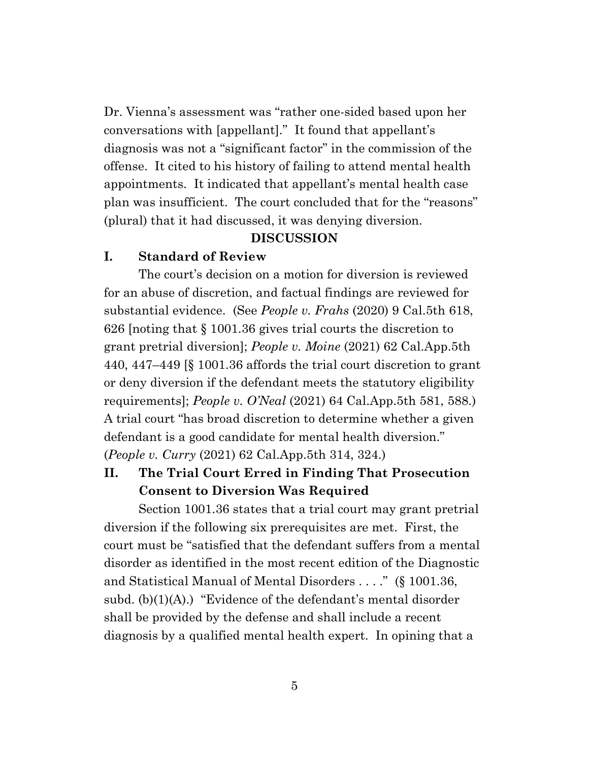Dr. Vienna's assessment was "rather one-sided based upon her conversations with [appellant]." It found that appellant's diagnosis was not a "significant factor" in the commission of the offense. It cited to his history of failing to attend mental health appointments. It indicated that appellant's mental health case plan was insufficient. The court concluded that for the "reasons" (plural) that it had discussed, it was denying diversion.

## DISCUSSION

### I. Standard of Review

The court's decision on a motion for diversion is reviewed for an abuse of discretion, and factual findings are reviewed for substantial evidence. (See *People v. Frahs* (2020) 9 Cal.5th 618, 626 [noting that § 1001.36 gives trial courts the discretion to grant pretrial diversion]; *People v. Moine* (2021) 62 Cal.App.5th 440, 447–449 [§ 1001.36 affords the trial court discretion to grant or deny diversion if the defendant meets the statutory eligibility requirements]; *People v. O'Neal* (2021) 64 Cal.App.5th 581, 588.) A trial court "has broad discretion to determine whether a given defendant is a good candidate for mental health diversion." (*People v. Curry* (2021) 62 Cal.App.5th 314, 324.)

### II. The Trial Court Erred in Finding That Prosecution Consent to Diversion Was Required

Section 1001.36 states that a trial court may grant pretrial diversion if the following six prerequisites are met. First, the court must be "satisfied that the defendant suffers from a mental disorder as identified in the most recent edition of the Diagnostic and Statistical Manual of Mental Disorders . . . ." (§ 1001.36, subd. (b)(1)(A).) "Evidence of the defendant's mental disorder shall be provided by the defense and shall include a recent diagnosis by a qualified mental health expert. In opining that a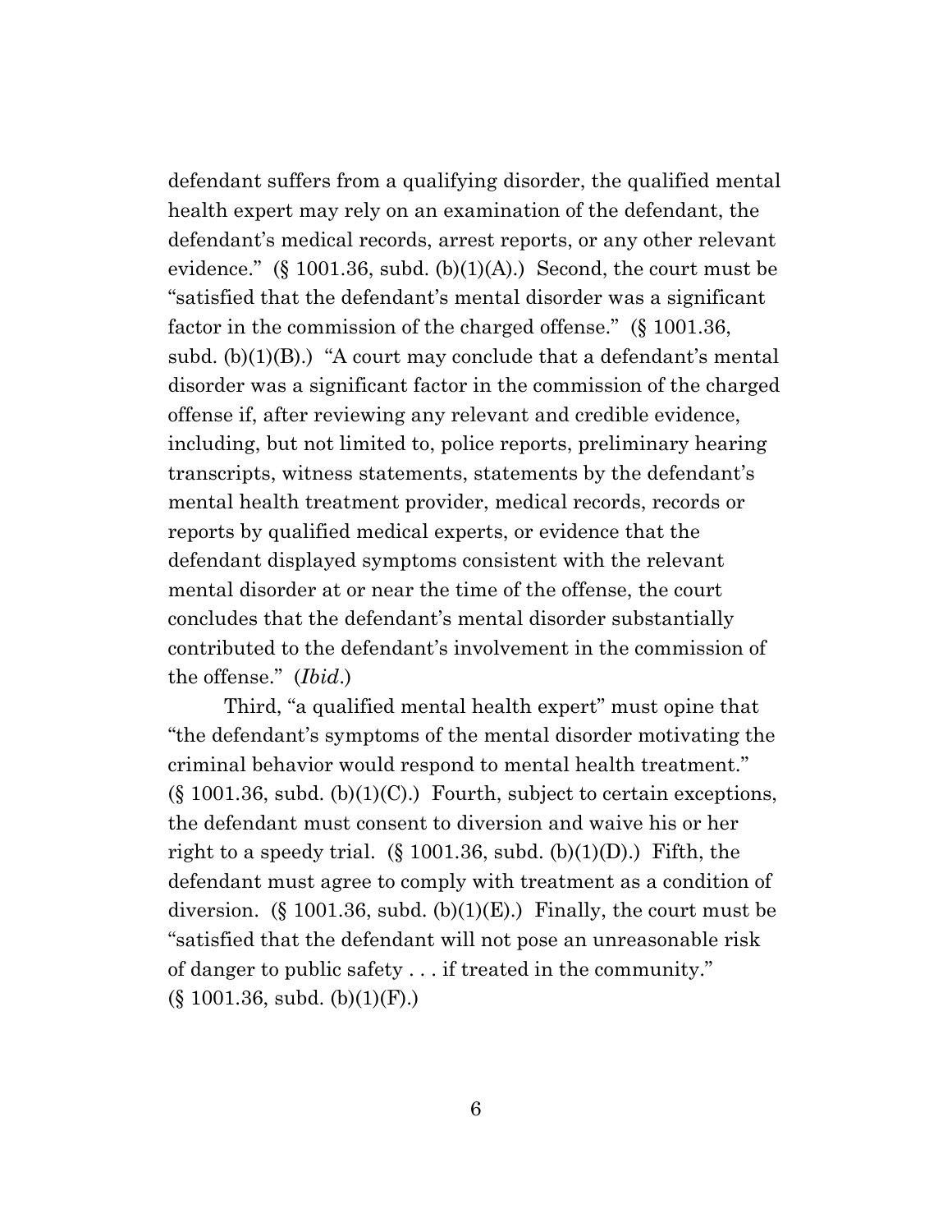defendant suffers from a qualifying disorder, the qualified mental health expert may rely on an examination of the defendant, the defendant's medical records, arrest reports, or any other relevant evidence." (§ 1001.36, subd. (b)(1)(A).) Second, the court must be "satisfied that the defendant's mental disorder was a significant factor in the commission of the charged offense." (§ 1001.36, subd. (b)(1)(B).) "A court may conclude that a defendant's mental disorder was a significant factor in the commission of the charged offense if, after reviewing any relevant and credible evidence, including, but not limited to, police reports, preliminary hearing transcripts, witness statements, statements by the defendant's mental health treatment provider, medical records, records or reports by qualified medical experts, or evidence that the defendant displayed symptoms consistent with the relevant mental disorder at or near the time of the offense, the court concludes that the defendant's mental disorder substantially contributed to the defendant's involvement in the commission of the offense." (*Ibid*.)

Third, "a qualified mental health expert" must opine that "the defendant's symptoms of the mental disorder motivating the criminal behavior would respond to mental health treatment." (§ 1001.36, subd. (b)(1)(C).) Fourth, subject to certain exceptions, the defendant must consent to diversion and waive his or her right to a speedy trial. (§ 1001.36, subd. (b)(1)(D).) Fifth, the defendant must agree to comply with treatment as a condition of diversion. (§ 1001.36, subd. (b)(1)(E).) Finally, the court must be "satisfied that the defendant will not pose an unreasonable risk of danger to public safety . . . if treated in the community." (§ 1001.36, subd. (b)(1)(F).)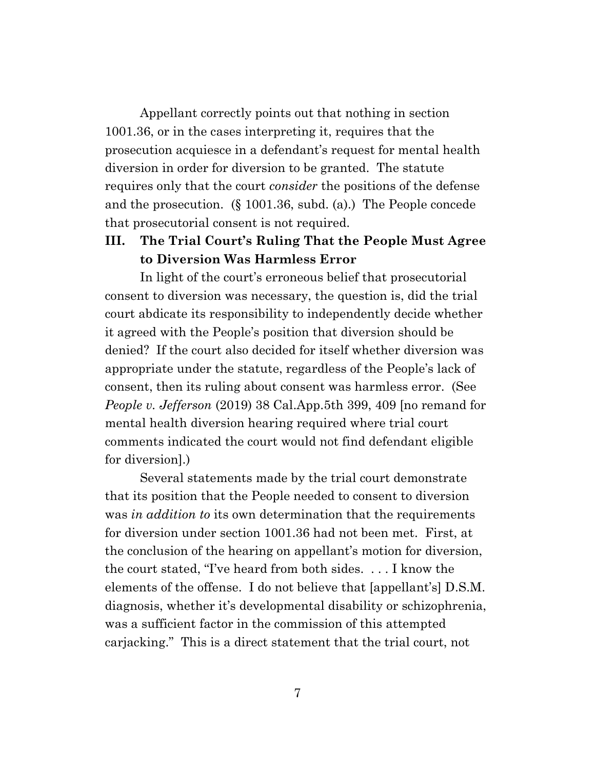Appellant correctly points out that nothing in section 1001.36, or in the cases interpreting it, requires that the prosecution acquiesce in a defendant's request for mental health diversion in order for diversion to be granted. The statute requires only that the court *consider* the positions of the defense and the prosecution. (§ 1001.36, subd. (a).) The People concede that prosecutorial consent is not required.

## III. The Trial Court's Ruling That the People Must Agree to Diversion Was Harmless Error

In light of the court's erroneous belief that prosecutorial consent to diversion was necessary, the question is, did the trial court abdicate its responsibility to independently decide whether it agreed with the People's position that diversion should be denied? If the court also decided for itself whether diversion was appropriate under the statute, regardless of the People's lack of consent, then its ruling about consent was harmless error. (See *People v. Jefferson* (2019) 38 Cal.App.5th 399, 409 [no remand for mental health diversion hearing required where trial court comments indicated the court would not find defendant eligible for diversion].)

Several statements made by the trial court demonstrate that its position that the People needed to consent to diversion was *in addition to* its own determination that the requirements for diversion under section 1001.36 had not been met. First, at the conclusion of the hearing on appellant's motion for diversion, the court stated, "I've heard from both sides. . . . I know the elements of the offense. I do not believe that [appellant's] D.S.M. diagnosis, whether it's developmental disability or schizophrenia, was a sufficient factor in the commission of this attempted carjacking." This is a direct statement that the trial court, not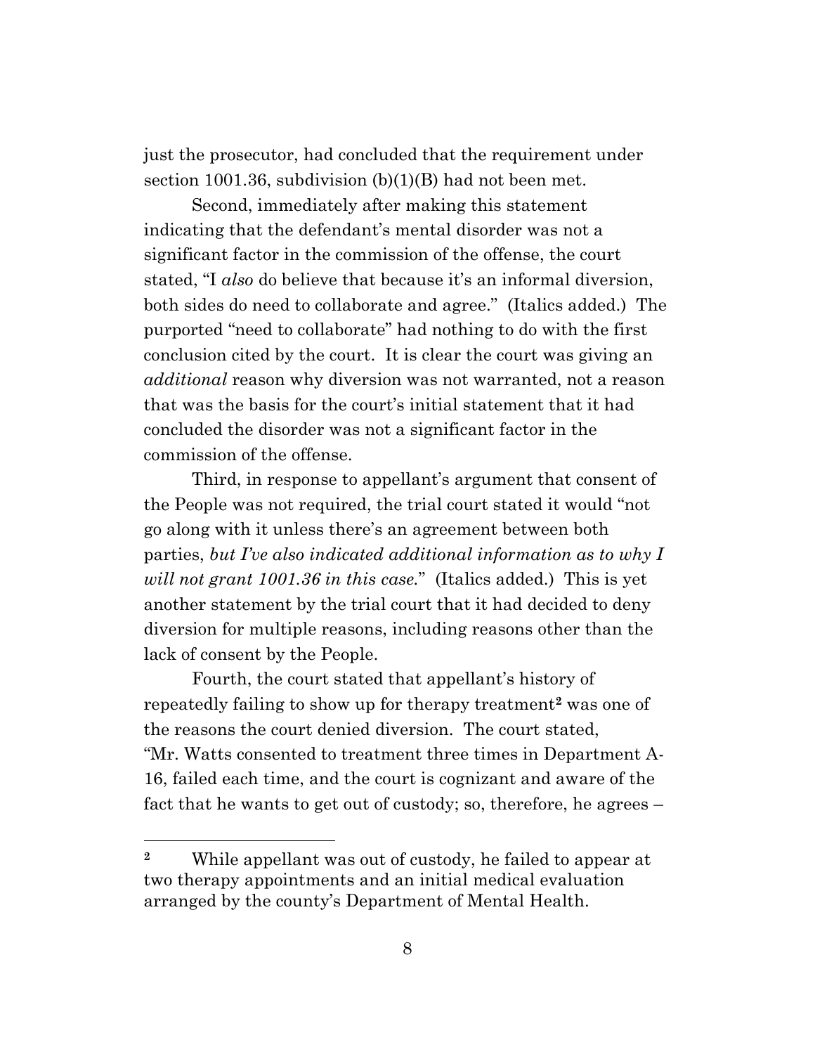just the prosecutor, had concluded that the requirement under section 1001.36, subdivision (b)(1)(B) had not been met.

Second, immediately after making this statement indicating that the defendant's mental disorder was not a significant factor in the commission of the offense, the court stated, "I *also* do believe that because it's an informal diversion, both sides do need to collaborate and agree." (Italics added.) The purported "need to collaborate" had nothing to do with the first conclusion cited by the court. It is clear the court was giving an *additional* reason why diversion was not warranted, not a reason that was the basis for the court's initial statement that it had concluded the disorder was not a significant factor in the commission of the offense.

Third, in response to appellant's argument that consent of the People was not required, the trial court stated it would "not go along with it unless there's an agreement between both parties, *but I've also indicated additional information as to why I will not grant 1001.36 in this case.*" (Italics added.) This is yet another statement by the trial court that it had decided to deny diversion for multiple reasons, including reasons other than the lack of consent by the People.

Fourth, the court stated that appellant's history of repeatedly failing to show up for therapy treatment[2] was one of the reasons the court denied diversion. The court stated, "Mr. Watts consented to treatment three times in Department A-16, failed each time, and the court is cognizant and aware of the fact that he wants to get out of custody; so, therefore, he agrees –

---

[2] While appellant was out of custody, he failed to appear at two therapy appointments and an initial medical evaluation arranged by the county's Department of Mental Health.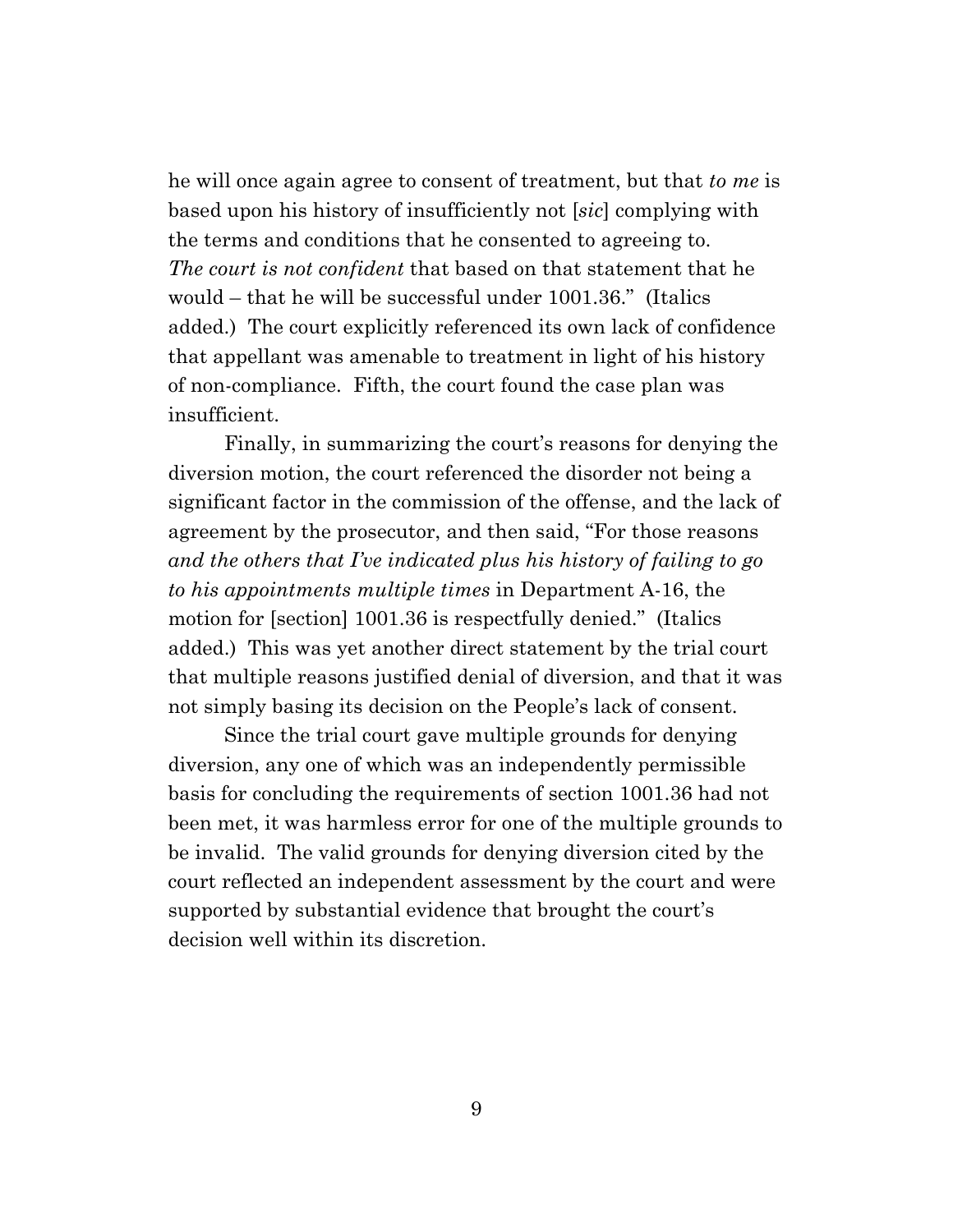he will once again agree to consent of treatment, but that *to me* is based upon his history of insufficiently not [*sic*] complying with the terms and conditions that he consented to agreeing to. *The court is not confident* that based on that statement that he would – that he will be successful under 1001.36." (Italics added.) The court explicitly referenced its own lack of confidence that appellant was amenable to treatment in light of his history of non-compliance. Fifth, the court found the case plan was insufficient.

Finally, in summarizing the court's reasons for denying the diversion motion, the court referenced the disorder not being a significant factor in the commission of the offense, and the lack of agreement by the prosecutor, and then said, "For those reasons *and the others that I've indicated plus his history of failing to go to his appointments multiple times* in Department A-16, the motion for [section] 1001.36 is respectfully denied." (Italics added.) This was yet another direct statement by the trial court that multiple reasons justified denial of diversion, and that it was not simply basing its decision on the People's lack of consent.

Since the trial court gave multiple grounds for denying diversion, any one of which was an independently permissible basis for concluding the requirements of section 1001.36 had not been met, it was harmless error for one of the multiple grounds to be invalid. The valid grounds for denying diversion cited by the court reflected an independent assessment by the court and were supported by substantial evidence that brought the court's decision well within its discretion.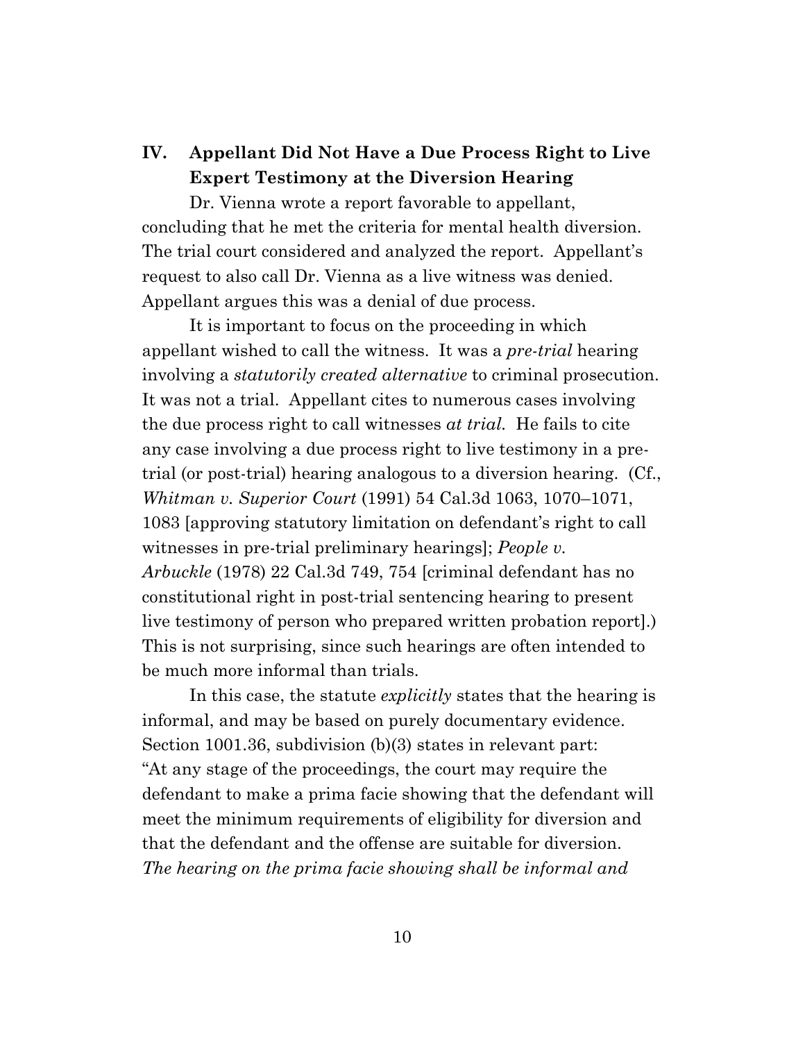## IV. Appellant Did Not Have a Due Process Right to Live Expert Testimony at the Diversion Hearing

Dr. Vienna wrote a report favorable to appellant, concluding that he met the criteria for mental health diversion. The trial court considered and analyzed the report. Appellant's request to also call Dr. Vienna as a live witness was denied. Appellant argues this was a denial of due process.

It is important to focus on the proceeding in which appellant wished to call the witness. It was a *pre-trial* hearing involving a *statutorily created alternative* to criminal prosecution. It was not a trial. Appellant cites to numerous cases involving the due process right to call witnesses *at trial*. He fails to cite any case involving a due process right to live testimony in a pre-trial (or post-trial) hearing analogous to a diversion hearing. (Cf., *Whitman v. Superior Court* (1991) 54 Cal.3d 1063, 1070–1071, 1083 [approving statutory limitation on defendant's right to call witnesses in pre-trial preliminary hearings]; *People v. Arbuckle* (1978) 22 Cal.3d 749, 754 [criminal defendant has no constitutional right in post-trial sentencing hearing to present live testimony of person who prepared written probation report].) This is not surprising, since such hearings are often intended to be much more informal than trials.

In this case, the statute *explicitly* states that the hearing is informal, and may be based on purely documentary evidence. Section 1001.36, subdivision (b)(3) states in relevant part: "At any stage of the proceedings, the court may require the defendant to make a prima facie showing that the defendant will meet the minimum requirements of eligibility for diversion and that the defendant and the offense are suitable for diversion. *The hearing on the prima facie showing shall be informal and*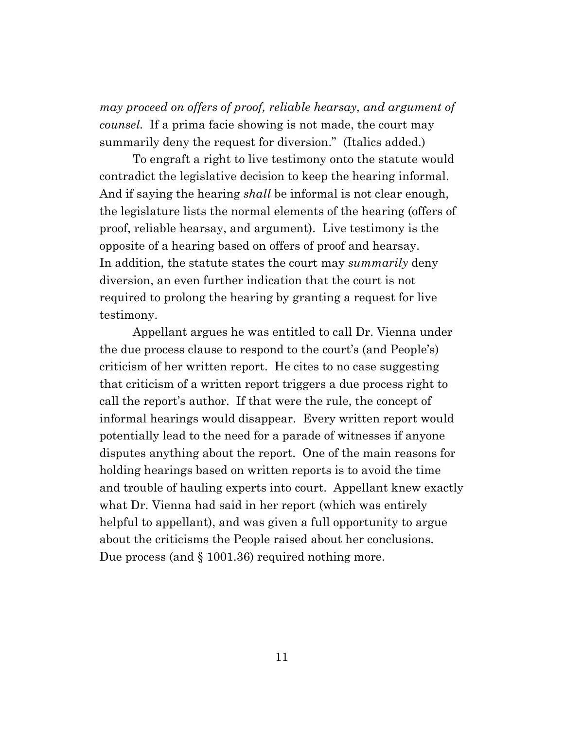*may proceed on offers of proof, reliable hearsay, and argument of counsel.* If a prima facie showing is not made, the court may summarily deny the request for diversion." (Italics added.)

To engraft a right to live testimony onto the statute would contradict the legislative decision to keep the hearing informal. And if saying the hearing *shall* be informal is not clear enough, the legislature lists the normal elements of the hearing (offers of proof, reliable hearsay, and argument). Live testimony is the opposite of a hearing based on offers of proof and hearsay. In addition, the statute states the court may *summarily* deny diversion, an even further indication that the court is not required to prolong the hearing by granting a request for live testimony.

Appellant argues he was entitled to call Dr. Vienna under the due process clause to respond to the court's (and People's) criticism of her written report. He cites to no case suggesting that criticism of a written report triggers a due process right to call the report's author. If that were the rule, the concept of informal hearings would disappear. Every written report would potentially lead to the need for a parade of witnesses if anyone disputes anything about the report. One of the main reasons for holding hearings based on written reports is to avoid the time and trouble of hauling experts into court. Appellant knew exactly what Dr. Vienna had said in her report (which was entirely helpful to appellant), and was given a full opportunity to argue about the criticisms the People raised about her conclusions. Due process (and § 1001.36) required nothing more.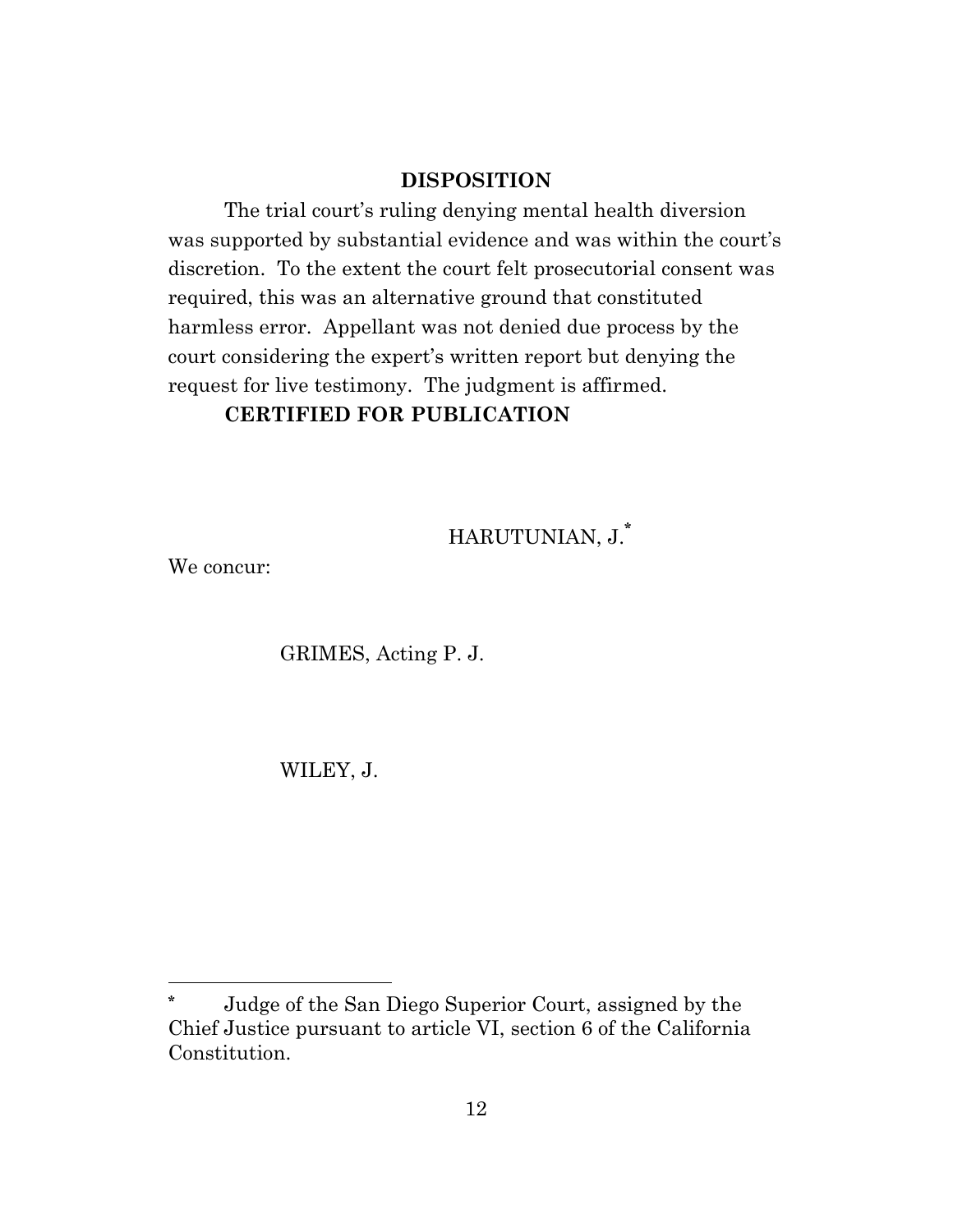## DISPOSITION

The trial court's ruling denying mental health diversion was supported by substantial evidence and was within the court's discretion. To the extent the court felt prosecutorial consent was required, this was an alternative ground that constituted harmless error. Appellant was not denied due process by the court considering the expert's written report but denying the request for live testimony. The judgment is affirmed.

**CERTIFIED FOR PUBLICATION**

HARUTUNIAN, J.*

We concur:

GRIMES, Acting P. J.

WILEY, J.

---

\* Judge of the San Diego Superior Court, assigned by the Chief Justice pursuant to article VI, section 6 of the California Constitution.